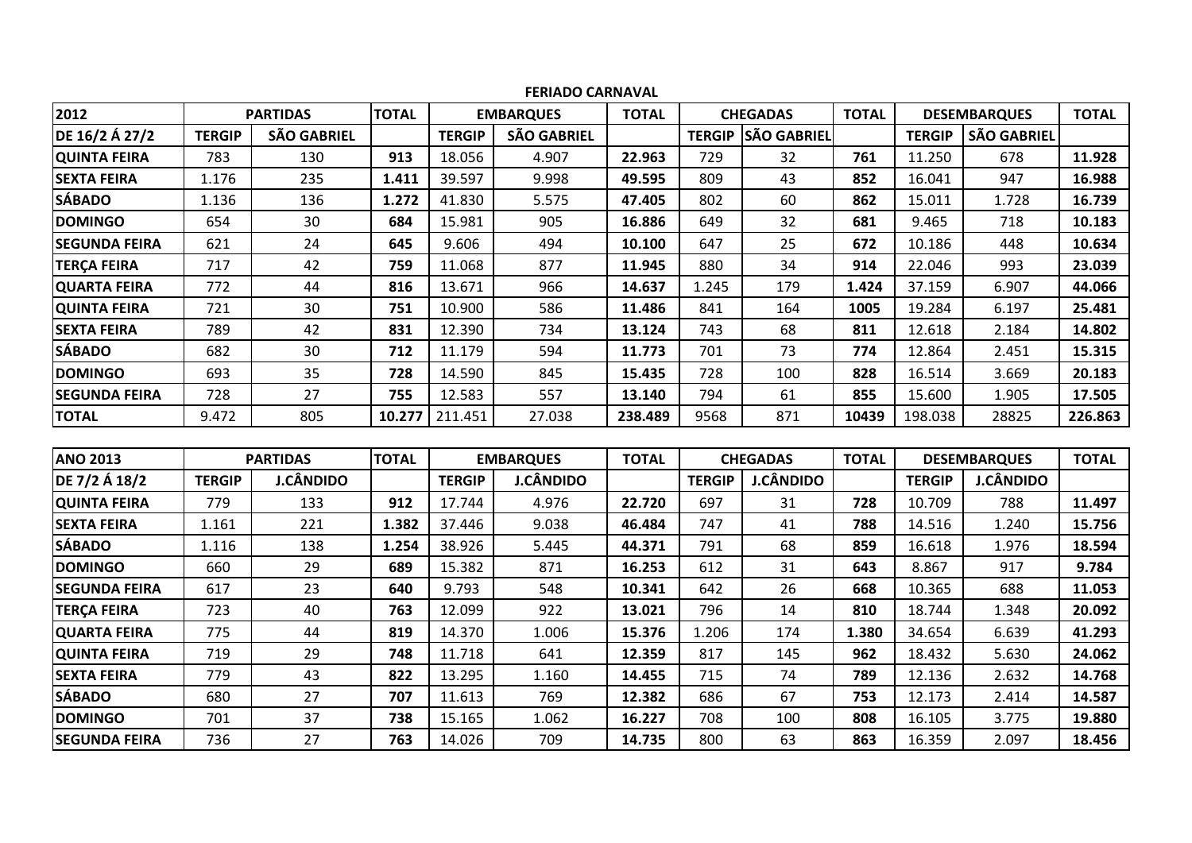**FERIADO CARNAVAL**

| 2012 | PARTIDAS | | TOTAL | EMBARQUES | | TOTAL | CHEGADAS | | TOTAL | DESEMBARQUES | | TOTAL |
|---|---|---|---|---|---|---|---|---|---|---|---|---|
| DE 16/2 Á 27/2 | TERGIP | SÃO GABRIEL | | TERGIP | SÃO GABRIEL | | TERGIP | SÃO GABRIEL | | TERGIP | SÃO GABRIEL | |
| QUINTA FEIRA | 783 | 130 | **913** | 18.056 | 4.907 | **22.963** | 729 | 32 | **761** | 11.250 | 678 | **11.928** |
| SEXTA FEIRA | 1.176 | 235 | **1.411** | 39.597 | 9.998 | **49.595** | 809 | 43 | **852** | 16.041 | 947 | **16.988** |
| SÁBADO | 1.136 | 136 | **1.272** | 41.830 | 5.575 | **47.405** | 802 | 60 | **862** | 15.011 | 1.728 | **16.739** |
| DOMINGO | 654 | 30 | **684** | 15.981 | 905 | **16.886** | 649 | 32 | **681** | 9.465 | 718 | **10.183** |
| SEGUNDA FEIRA | 621 | 24 | **645** | 9.606 | 494 | **10.100** | 647 | 25 | **672** | 10.186 | 448 | **10.634** |
| TERÇA FEIRA | 717 | 42 | **759** | 11.068 | 877 | **11.945** | 880 | 34 | **914** | 22.046 | 993 | **23.039** |
| QUARTA FEIRA | 772 | 44 | **816** | 13.671 | 966 | **14.637** | 1.245 | 179 | **1.424** | 37.159 | 6.907 | **44.066** |
| QUINTA FEIRA | 721 | 30 | **751** | 10.900 | 586 | **11.486** | 841 | 164 | **1005** | 19.284 | 6.197 | **25.481** |
| SEXTA FEIRA | 789 | 42 | **831** | 12.390 | 734 | **13.124** | 743 | 68 | **811** | 12.618 | 2.184 | **14.802** |
| SÁBADO | 682 | 30 | **712** | 11.179 | 594 | **11.773** | 701 | 73 | **774** | 12.864 | 2.451 | **15.315** |
| DOMINGO | 693 | 35 | **728** | 14.590 | 845 | **15.435** | 728 | 100 | **828** | 16.514 | 3.669 | **20.183** |
| SEGUNDA FEIRA | 728 | 27 | **755** | 12.583 | 557 | **13.140** | 794 | 61 | **855** | 15.600 | 1.905 | **17.505** |
| TOTAL | 9.472 | 805 | **10.277** | 211.451 | 27.038 | **238.489** | 9568 | 871 | **10439** | 198.038 | 28825 | **226.863** |

| ANO 2013 | PARTIDAS | | TOTAL | EMBARQUES | | TOTAL | CHEGADAS | | TOTAL | DESEMBARQUES | | TOTAL |
|---|---|---|---|---|---|---|---|---|---|---|---|---|
| DE 7/2 Á 18/2 | TERGIP | J.CÂNDIDO | | TERGIP | J.CÂNDIDO | | TERGIP | J.CÂNDIDO | | TERGIP | J.CÂNDIDO | |
| QUINTA FEIRA | 779 | 133 | **912** | 17.744 | 4.976 | **22.720** | 697 | 31 | **728** | 10.709 | 788 | **11.497** |
| SEXTA FEIRA | 1.161 | 221 | **1.382** | 37.446 | 9.038 | **46.484** | 747 | 41 | **788** | 14.516 | 1.240 | **15.756** |
| SÁBADO | 1.116 | 138 | **1.254** | 38.926 | 5.445 | **44.371** | 791 | 68 | **859** | 16.618 | 1.976 | **18.594** |
| DOMINGO | 660 | 29 | **689** | 15.382 | 871 | **16.253** | 612 | 31 | **643** | 8.867 | 917 | **9.784** |
| SEGUNDA FEIRA | 617 | 23 | **640** | 9.793 | 548 | **10.341** | 642 | 26 | **668** | 10.365 | 688 | **11.053** |
| TERÇA FEIRA | 723 | 40 | **763** | 12.099 | 922 | **13.021** | 796 | 14 | **810** | 18.744 | 1.348 | **20.092** |
| QUARTA FEIRA | 775 | 44 | **819** | 14.370 | 1.006 | **15.376** | 1.206 | 174 | **1.380** | 34.654 | 6.639 | **41.293** |
| QUINTA FEIRA | 719 | 29 | **748** | 11.718 | 641 | **12.359** | 817 | 145 | **962** | 18.432 | 5.630 | **24.062** |
| SEXTA FEIRA | 779 | 43 | **822** | 13.295 | 1.160 | **14.455** | 715 | 74 | **789** | 12.136 | 2.632 | **14.768** |
| SÁBADO | 680 | 27 | **707** | 11.613 | 769 | **12.382** | 686 | 67 | **753** | 12.173 | 2.414 | **14.587** |
| DOMINGO | 701 | 37 | **738** | 15.165 | 1.062 | **16.227** | 708 | 100 | **808** | 16.105 | 3.775 | **19.880** |
| SEGUNDA FEIRA | 736 | 27 | **763** | 14.026 | 709 | **14.735** | 800 | 63 | **863** | 16.359 | 2.097 | **18.456** |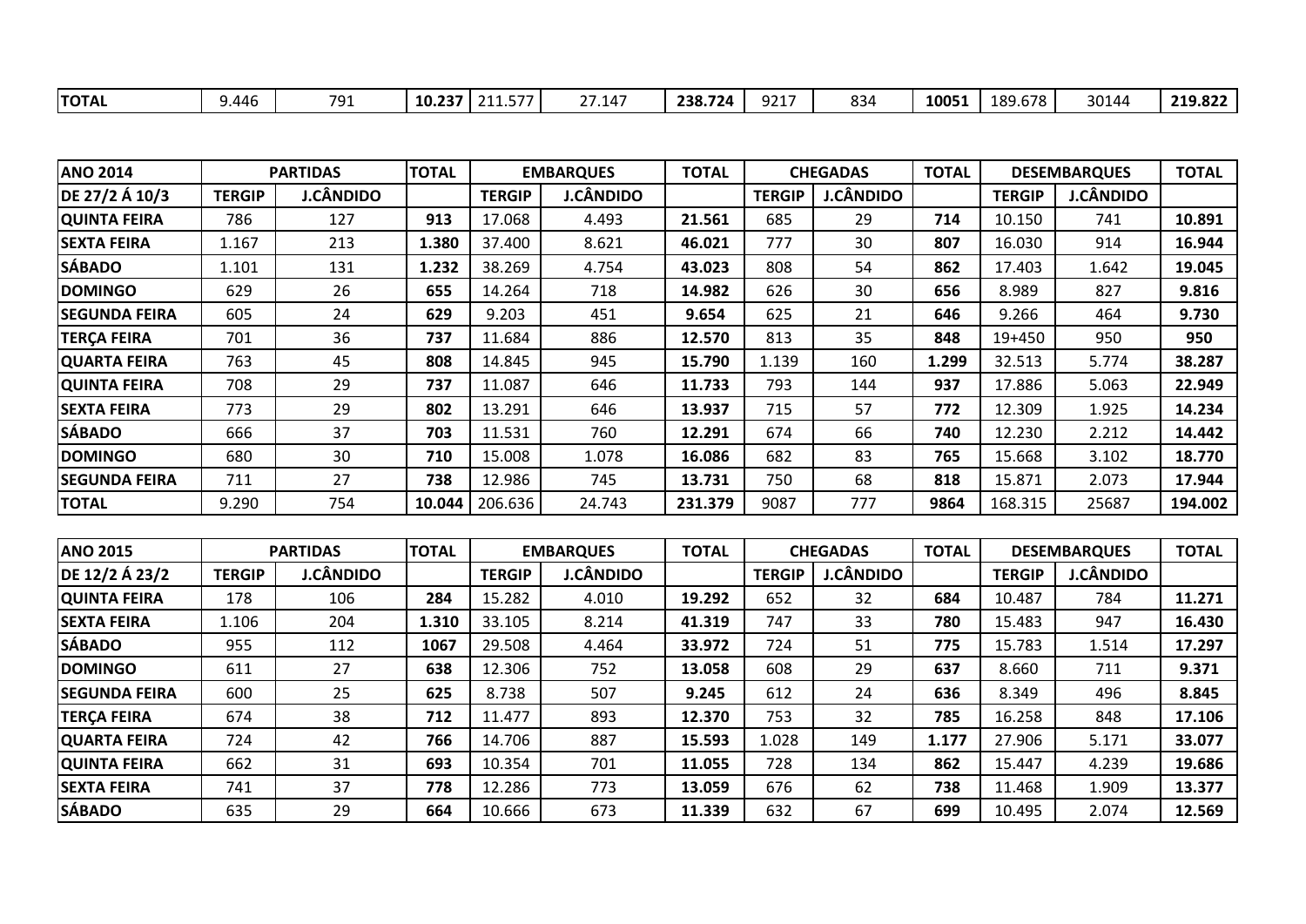| TOTAL | 9.446 | 791 | 10.237 | 211.577 | 27.147 | 238.724 | 9217 | 834 | 10051 | 189.678 | 30144 | 219.822 |
|---|---|---|---|---|---|---|---|---|---|---|---|---|

| ANO 2014 | PARTIDAS | | TOTAL | EMBARQUES | | TOTAL | CHEGADAS | | TOTAL | DESEMBARQUES | | TOTAL |
|---|---|---|---|---|---|---|---|---|---|---|---|---|
| DE 27/2 Á 10/3 | TERGIP | J.CÂNDIDO | | TERGIP | J.CÂNDIDO | | TERGIP | J.CÂNDIDO | | TERGIP | J.CÂNDIDO | |
| QUINTA FEIRA | 786 | 127 | 913 | 17.068 | 4.493 | 21.561 | 685 | 29 | 714 | 10.150 | 741 | 10.891 |
| SEXTA FEIRA | 1.167 | 213 | 1.380 | 37.400 | 8.621 | 46.021 | 777 | 30 | 807 | 16.030 | 914 | 16.944 |
| SÁBADO | 1.101 | 131 | 1.232 | 38.269 | 4.754 | 43.023 | 808 | 54 | 862 | 17.403 | 1.642 | 19.045 |
| DOMINGO | 629 | 26 | 655 | 14.264 | 718 | 14.982 | 626 | 30 | 656 | 8.989 | 827 | 9.816 |
| SEGUNDA FEIRA | 605 | 24 | 629 | 9.203 | 451 | 9.654 | 625 | 21 | 646 | 9.266 | 464 | 9.730 |
| TERÇA FEIRA | 701 | 36 | 737 | 11.684 | 886 | 12.570 | 813 | 35 | 848 | 19+450 | 950 | 950 |
| QUARTA FEIRA | 763 | 45 | 808 | 14.845 | 945 | 15.790 | 1.139 | 160 | 1.299 | 32.513 | 5.774 | 38.287 |
| QUINTA FEIRA | 708 | 29 | 737 | 11.087 | 646 | 11.733 | 793 | 144 | 937 | 17.886 | 5.063 | 22.949 |
| SEXTA FEIRA | 773 | 29 | 802 | 13.291 | 646 | 13.937 | 715 | 57 | 772 | 12.309 | 1.925 | 14.234 |
| SÁBADO | 666 | 37 | 703 | 11.531 | 760 | 12.291 | 674 | 66 | 740 | 12.230 | 2.212 | 14.442 |
| DOMINGO | 680 | 30 | 710 | 15.008 | 1.078 | 16.086 | 682 | 83 | 765 | 15.668 | 3.102 | 18.770 |
| SEGUNDA FEIRA | 711 | 27 | 738 | 12.986 | 745 | 13.731 | 750 | 68 | 818 | 15.871 | 2.073 | 17.944 |
| TOTAL | 9.290 | 754 | 10.044 | 206.636 | 24.743 | 231.379 | 9087 | 777 | 9864 | 168.315 | 25687 | 194.002 |

| ANO 2015 | PARTIDAS | | TOTAL | EMBARQUES | | TOTAL | CHEGADAS | | TOTAL | DESEMBARQUES | | TOTAL |
|---|---|---|---|---|---|---|---|---|---|---|---|---|
| DE 12/2 Á 23/2 | TERGIP | J.CÂNDIDO | | TERGIP | J.CÂNDIDO | | TERGIP | J.CÂNDIDO | | TERGIP | J.CÂNDIDO | |
| QUINTA FEIRA | 178 | 106 | 284 | 15.282 | 4.010 | 19.292 | 652 | 32 | 684 | 10.487 | 784 | 11.271 |
| SEXTA FEIRA | 1.106 | 204 | 1.310 | 33.105 | 8.214 | 41.319 | 747 | 33 | 780 | 15.483 | 947 | 16.430 |
| SÁBADO | 955 | 112 | 1067 | 29.508 | 4.464 | 33.972 | 724 | 51 | 775 | 15.783 | 1.514 | 17.297 |
| DOMINGO | 611 | 27 | 638 | 12.306 | 752 | 13.058 | 608 | 29 | 637 | 8.660 | 711 | 9.371 |
| SEGUNDA FEIRA | 600 | 25 | 625 | 8.738 | 507 | 9.245 | 612 | 24 | 636 | 8.349 | 496 | 8.845 |
| TERÇA FEIRA | 674 | 38 | 712 | 11.477 | 893 | 12.370 | 753 | 32 | 785 | 16.258 | 848 | 17.106 |
| QUARTA FEIRA | 724 | 42 | 766 | 14.706 | 887 | 15.593 | 1.028 | 149 | 1.177 | 27.906 | 5.171 | 33.077 |
| QUINTA FEIRA | 662 | 31 | 693 | 10.354 | 701 | 11.055 | 728 | 134 | 862 | 15.447 | 4.239 | 19.686 |
| SEXTA FEIRA | 741 | 37 | 778 | 12.286 | 773 | 13.059 | 676 | 62 | 738 | 11.468 | 1.909 | 13.377 |
| SÁBADO | 635 | 29 | 664 | 10.666 | 673 | 11.339 | 632 | 67 | 699 | 10.495 | 2.074 | 12.569 |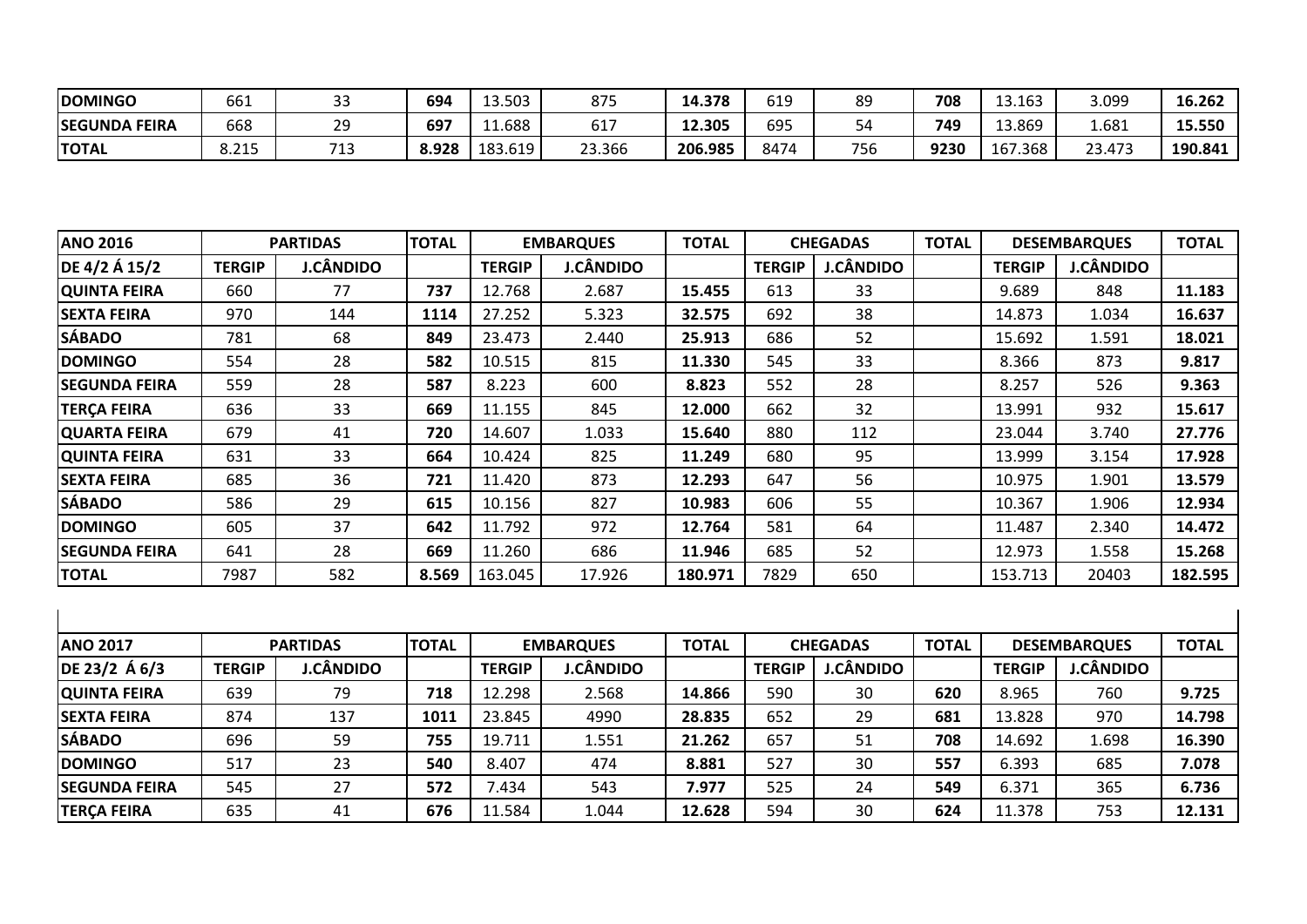| | | | | | | | | | | | | |
|---|---|---|---|---|---|---|---|---|---|---|---|---|
| **DOMINGO** | 661 | 33 | **694** | 13.503 | 875 | **14.378** | 619 | 89 | **708** | 13.163 | 3.099 | **16.262** |
| **SEGUNDA FEIRA** | 668 | 29 | **697** | 11.688 | 617 | **12.305** | 695 | 54 | **749** | 13.869 | 1.681 | **15.550** |
| **TOTAL** | 8.215 | 713 | **8.928** | 183.619 | 23.366 | **206.985** | 8474 | 756 | **9230** | 167.368 | 23.473 | **190.841** |

| **ANO 2016** | **PARTIDAS** | | **TOTAL** | **EMBARQUES** | | **TOTAL** | **CHEGADAS** | | **TOTAL** | **DESEMBARQUES** | | **TOTAL** |
|---|---|---|---|---|---|---|---|---|---|---|---|---|
| **DE 4/2 Á 15/2** | **TERGIP** | **J.CÂNDIDO** | | **TERGIP** | **J.CÂNDIDO** | | **TERGIP** | **J.CÂNDIDO** | | **TERGIP** | **J.CÂNDIDO** | |
| **QUINTA FEIRA** | 660 | 77 | **737** | 12.768 | 2.687 | **15.455** | 613 | 33 | | 9.689 | 848 | **11.183** |
| **SEXTA FEIRA** | 970 | 144 | **1114** | 27.252 | 5.323 | **32.575** | 692 | 38 | | 14.873 | 1.034 | **16.637** |
| **SÁBADO** | 781 | 68 | **849** | 23.473 | 2.440 | **25.913** | 686 | 52 | | 15.692 | 1.591 | **18.021** |
| **DOMINGO** | 554 | 28 | **582** | 10.515 | 815 | **11.330** | 545 | 33 | | 8.366 | 873 | **9.817** |
| **SEGUNDA FEIRA** | 559 | 28 | **587** | 8.223 | 600 | **8.823** | 552 | 28 | | 8.257 | 526 | **9.363** |
| **TERÇA FEIRA** | 636 | 33 | **669** | 11.155 | 845 | **12.000** | 662 | 32 | | 13.991 | 932 | **15.617** |
| **QUARTA FEIRA** | 679 | 41 | **720** | 14.607 | 1.033 | **15.640** | 880 | 112 | | 23.044 | 3.740 | **27.776** |
| **QUINTA FEIRA** | 631 | 33 | **664** | 10.424 | 825 | **11.249** | 680 | 95 | | 13.999 | 3.154 | **17.928** |
| **SEXTA FEIRA** | 685 | 36 | **721** | 11.420 | 873 | **12.293** | 647 | 56 | | 10.975 | 1.901 | **13.579** |
| **SÁBADO** | 586 | 29 | **615** | 10.156 | 827 | **10.983** | 606 | 55 | | 10.367 | 1.906 | **12.934** |
| **DOMINGO** | 605 | 37 | **642** | 11.792 | 972 | **12.764** | 581 | 64 | | 11.487 | 2.340 | **14.472** |
| **SEGUNDA FEIRA** | 641 | 28 | **669** | 11.260 | 686 | **11.946** | 685 | 52 | | 12.973 | 1.558 | **15.268** |
| **TOTAL** | 7987 | 582 | **8.569** | 163.045 | 17.926 | **180.971** | 7829 | 650 | | 153.713 | 20403 | **182.595** |

| **ANO 2017** | **PARTIDAS** | | **TOTAL** | **EMBARQUES** | | **TOTAL** | **CHEGADAS** | | **TOTAL** | **DESEMBARQUES** | | **TOTAL** |
|---|---|---|---|---|---|---|---|---|---|---|---|---|
| **DE 23/2 Á 6/3** | **TERGIP** | **J.CÂNDIDO** | | **TERGIP** | **J.CÂNDIDO** | | **TERGIP** | **J.CÂNDIDO** | | **TERGIP** | **J.CÂNDIDO** | |
| **QUINTA FEIRA** | 639 | 79 | **718** | 12.298 | 2.568 | **14.866** | 590 | 30 | **620** | 8.965 | 760 | **9.725** |
| **SEXTA FEIRA** | 874 | 137 | **1011** | 23.845 | 4990 | **28.835** | 652 | 29 | **681** | 13.828 | 970 | **14.798** |
| **SÁBADO** | 696 | 59 | **755** | 19.711 | 1.551 | **21.262** | 657 | 51 | **708** | 14.692 | 1.698 | **16.390** |
| **DOMINGO** | 517 | 23 | **540** | 8.407 | 474 | **8.881** | 527 | 30 | **557** | 6.393 | 685 | **7.078** |
| **SEGUNDA FEIRA** | 545 | 27 | **572** | 7.434 | 543 | **7.977** | 525 | 24 | **549** | 6.371 | 365 | **6.736** |
| **TERÇA FEIRA** | 635 | 41 | **676** | 11.584 | 1.044 | **12.628** | 594 | 30 | **624** | 11.378 | 753 | **12.131** |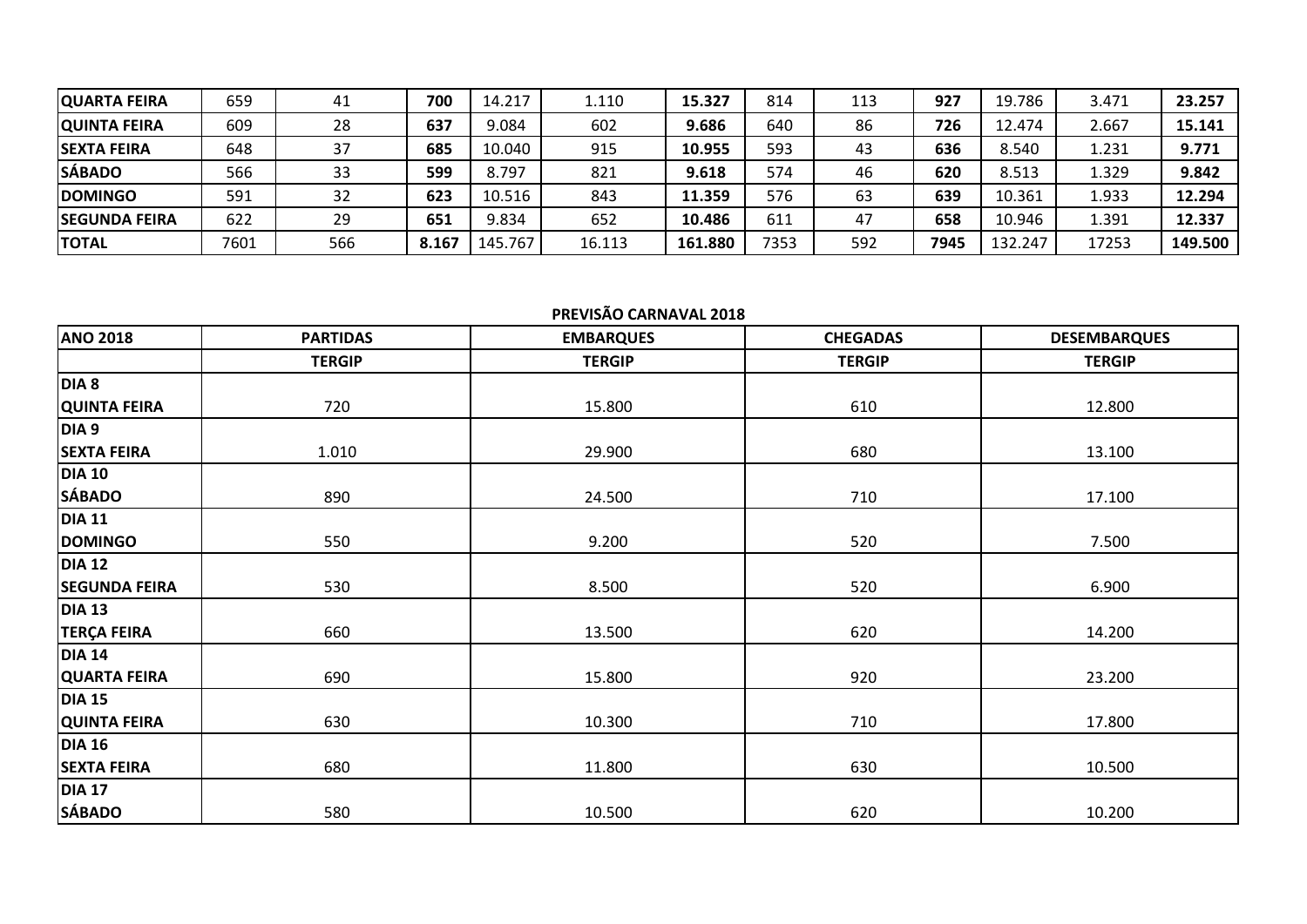| | | | | | | | | | | | | |
|---|---|---|---|---|---|---|---|---|---|---|---|---|
| **QUARTA FEIRA** | 659 | 41 | **700** | 14.217 | 1.110 | **15.327** | 814 | 113 | **927** | 19.786 | 3.471 | **23.257** |
| **QUINTA FEIRA** | 609 | 28 | **637** | 9.084 | 602 | **9.686** | 640 | 86 | **726** | 12.474 | 2.667 | **15.141** |
| **SEXTA FEIRA** | 648 | 37 | **685** | 10.040 | 915 | **10.955** | 593 | 43 | **636** | 8.540 | 1.231 | **9.771** |
| **SÁBADO** | 566 | 33 | **599** | 8.797 | 821 | **9.618** | 574 | 46 | **620** | 8.513 | 1.329 | **9.842** |
| **DOMINGO** | 591 | 32 | **623** | 10.516 | 843 | **11.359** | 576 | 63 | **639** | 10.361 | 1.933 | **12.294** |
| **SEGUNDA FEIRA** | 622 | 29 | **651** | 9.834 | 652 | **10.486** | 611 | 47 | **658** | 10.946 | 1.391 | **12.337** |
| **TOTAL** | 7601 | 566 | **8.167** | 145.767 | 16.113 | **161.880** | 7353 | 592 | **7945** | 132.247 | 17253 | **149.500** |

**PREVISÃO CARNAVAL 2018**

| **ANO 2018** | **PARTIDAS** | **EMBARQUES** | **CHEGADAS** | **DESEMBARQUES** |
|---|---|---|---|---|
| | **TERGIP** | **TERGIP** | **TERGIP** | **TERGIP** |
| **DIA 8** **QUINTA FEIRA** | 720 | 15.800 | 610 | 12.800 |
| **DIA 9** **SEXTA FEIRA** | 1.010 | 29.900 | 680 | 13.100 |
| **DIA 10** **SÁBADO** | 890 | 24.500 | 710 | 17.100 |
| **DIA 11** **DOMINGO** | 550 | 9.200 | 520 | 7.500 |
| **DIA 12** **SEGUNDA FEIRA** | 530 | 8.500 | 520 | 6.900 |
| **DIA 13** **TERÇA FEIRA** | 660 | 13.500 | 620 | 14.200 |
| **DIA 14** **QUARTA FEIRA** | 690 | 15.800 | 920 | 23.200 |
| **DIA 15** **QUINTA FEIRA** | 630 | 10.300 | 710 | 17.800 |
| **DIA 16** **SEXTA FEIRA** | 680 | 11.800 | 630 | 10.500 |
| **DIA 17** **SÁBADO** | 580 | 10.500 | 620 | 10.200 |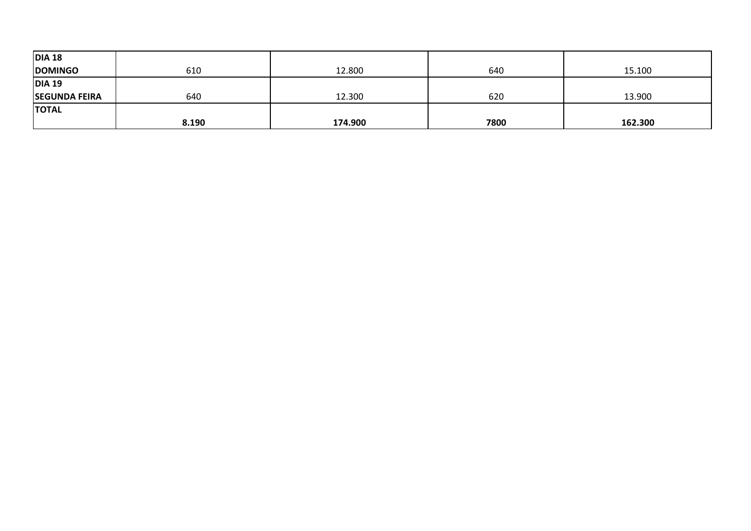| | | | | |
|---|---|---|---|---|
| **DIA 18 DOMINGO** | 610 | 12.800 | 640 | 15.100 |
| **DIA 19 SEGUNDA FEIRA** | 640 | 12.300 | 620 | 13.900 |
| **TOTAL** | **8.190** | **174.900** | **7800** | **162.300** |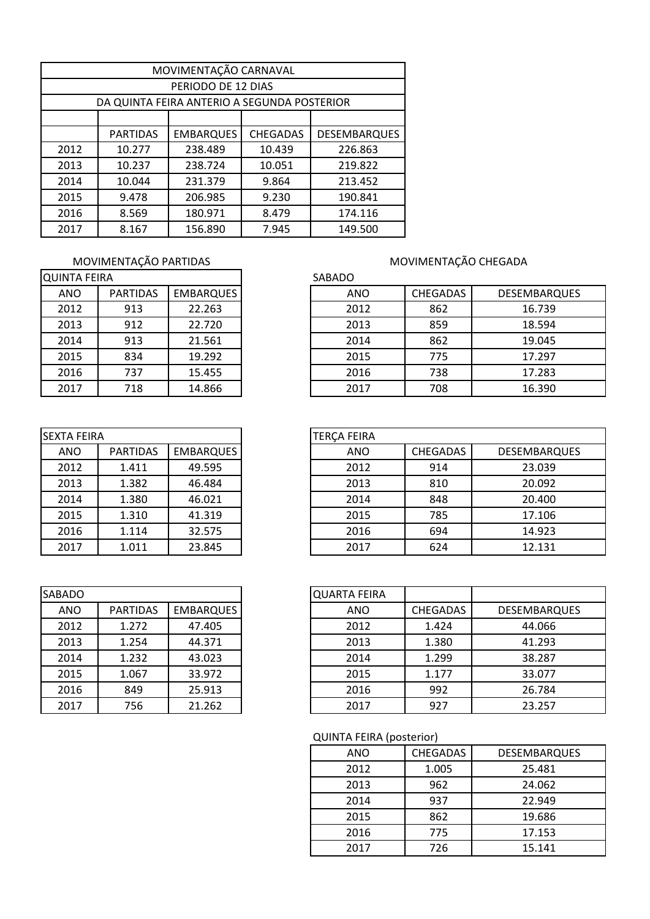| MOVIMENTAÇÃO CARNAVAL | | | | |
|---|---|---|---|---|
| PERIODO DE 12 DIAS | | | | |
| DA QUINTA FEIRA ANTERIO A SEGUNDA POSTERIOR | | | | |
| | | | | |
| | PARTIDAS | EMBARQUES | CHEGADAS | DESEMBARQUES |
| 2012 | 10.277 | 238.489 | 10.439 | 226.863 |
| 2013 | 10.237 | 238.724 | 10.051 | 219.822 |
| 2014 | 10.044 | 231.379 | 9.864 | 213.452 |
| 2015 | 9.478 | 206.985 | 9.230 | 190.841 |
| 2016 | 8.569 | 180.971 | 8.479 | 174.116 |
| 2017 | 8.167 | 156.890 | 7.945 | 149.500 |

MOVIMENTAÇÃO PARTIDAS

| QUINTA FEIRA | | |
|---|---|---|
| ANO | PARTIDAS | EMBARQUES |
| 2012 | 913 | 22.263 |
| 2013 | 912 | 22.720 |
| 2014 | 913 | 21.561 |
| 2015 | 834 | 19.292 |
| 2016 | 737 | 15.455 |
| 2017 | 718 | 14.866 |

| SEXTA FEIRA | | |
|---|---|---|
| ANO | PARTIDAS | EMBARQUES |
| 2012 | 1.411 | 49.595 |
| 2013 | 1.382 | 46.484 |
| 2014 | 1.380 | 46.021 |
| 2015 | 1.310 | 41.319 |
| 2016 | 1.114 | 32.575 |
| 2017 | 1.011 | 23.845 |

| SABADO | | |
|---|---|---|
| ANO | PARTIDAS | EMBARQUES |
| 2012 | 1.272 | 47.405 |
| 2013 | 1.254 | 44.371 |
| 2014 | 1.232 | 43.023 |
| 2015 | 1.067 | 33.972 |
| 2016 | 849 | 25.913 |
| 2017 | 756 | 21.262 |

MOVIMENTAÇÃO CHEGADA

| SABADO | | |
|---|---|---|
| ANO | CHEGADAS | DESEMBARQUES |
| 2012 | 862 | 16.739 |
| 2013 | 859 | 18.594 |
| 2014 | 862 | 19.045 |
| 2015 | 775 | 17.297 |
| 2016 | 738 | 17.283 |
| 2017 | 708 | 16.390 |

| TERÇA FEIRA | | |
|---|---|---|
| ANO | CHEGADAS | DESEMBARQUES |
| 2012 | 914 | 23.039 |
| 2013 | 810 | 20.092 |
| 2014 | 848 | 20.400 |
| 2015 | 785 | 17.106 |
| 2016 | 694 | 14.923 |
| 2017 | 624 | 12.131 |

| QUARTA FEIRA | | |
|---|---|---|
| ANO | CHEGADAS | DESEMBARQUES |
| 2012 | 1.424 | 44.066 |
| 2013 | 1.380 | 41.293 |
| 2014 | 1.299 | 38.287 |
| 2015 | 1.177 | 33.077 |
| 2016 | 992 | 26.784 |
| 2017 | 927 | 23.257 |

QUINTA FEIRA (posterior)

| ANO | CHEGADAS | DESEMBARQUES |
|---|---|---|
| 2012 | 1.005 | 25.481 |
| 2013 | 962 | 24.062 |
| 2014 | 937 | 22.949 |
| 2015 | 862 | 19.686 |
| 2016 | 775 | 17.153 |
| 2017 | 726 | 15.141 |